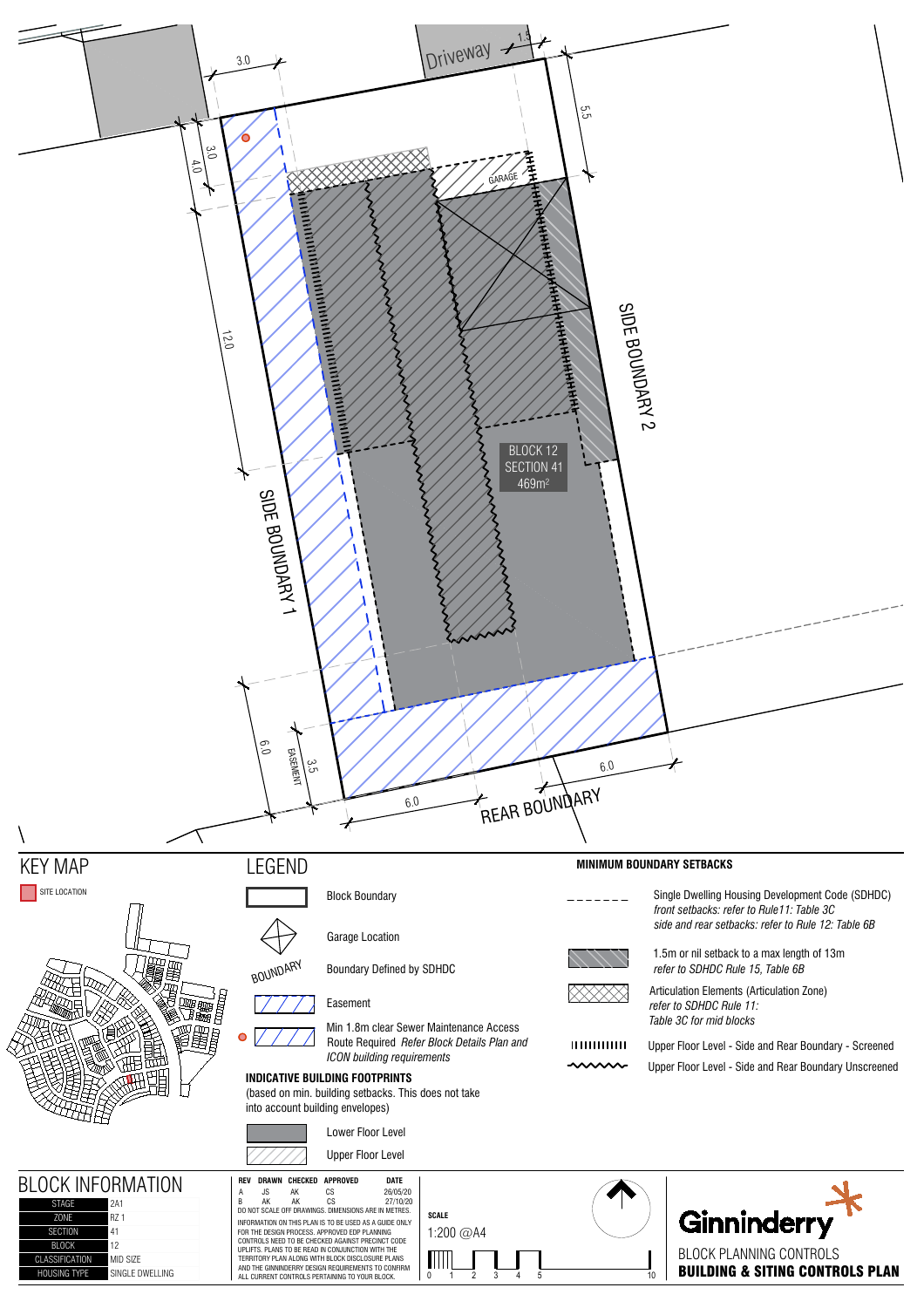Driveway 1.5 3.0 5.5 3.0 4.0 GARAGE 12.0

SIDE BOUNDARY 2

BLOCK 12
SECTION 41
469m²

SIDE BOUNDARY 1

6.0 3.5 EASEMENT 6.0 6.0

REAR BOUNDARY

# KEY MAP

SITE LOCATION

# LEGEND

- Block Boundary
- Garage Location
- BOUNDARY — Boundary Defined by SDHDC
- Easement
- Min 1.8m clear Sewer Maintenance Access Route Required *Refer Block Details Plan and ICON building requirements*

**INDICATIVE BUILDING FOOTPRINTS**

(based on min. building setbacks. This does not take into account building envelopes)

- Lower Floor Level
- Upper Floor Level

**MINIMUM BOUNDARY SETBACKS**

- Single Dwelling Housing Development Code (SDHDC) *front setbacks: refer to Rule11: Table 3C* *side and rear setbacks: refer to Rule 12: Table 6B*
- 1.5m or nil setback to a max length of 13m *refer to SDHDC Rule 15, Table 6B*
- Articulation Elements (Articulation Zone) *refer to SDHDC Rule 11: Table 3C for mid blocks*
- Upper Floor Level - Side and Rear Boundary - Screened
- Upper Floor Level - Side and Rear Boundary Unscreened

# BLOCK INFORMATION

| | |
|---|---|
| STAGE | 2A1 |
| ZONE | RZ 1 |
| SECTION | 41 |
| BLOCK | 12 |
| CLASSIFICATION | MID SIZE |
| HOUSING TYPE | SINGLE DWELLING |

| REV | DRAWN | CHECKED | APPROVED | DATE |
|---|---|---|---|---|
| A | JS | AK | CS | 26/05/20 |
| B | AK | AK | CS | 27/10/20 |

DO NOT SCALE OFF DRAWINGS. DIMENSIONS ARE IN METRES.

INFORMATION ON THIS PLAN IS TO BE USED AS A GUIDE ONLY FOR THE DESIGN PROCESS. APPROVED EDP PLANNING CONTROLS NEED TO BE CHECKED AGAINST PRECINCT CODE UPLIFTS. PLANS TO BE READ IN CONJUNCTION WITH THE TERRITORY PLAN ALONG WITH BLOCK DISCLOSURE PLANS AND THE GINNINDERRY DESIGN REQUIREMENTS TO CONFIRM ALL CURRENT CONTROLS PERTAINING TO YOUR BLOCK.

**SCALE**

1:200 @A4

0 1 2 3 4 5 10

Ginninderry

BLOCK PLANNING CONTROLS

**BUILDING & SITING CONTROLS PLAN**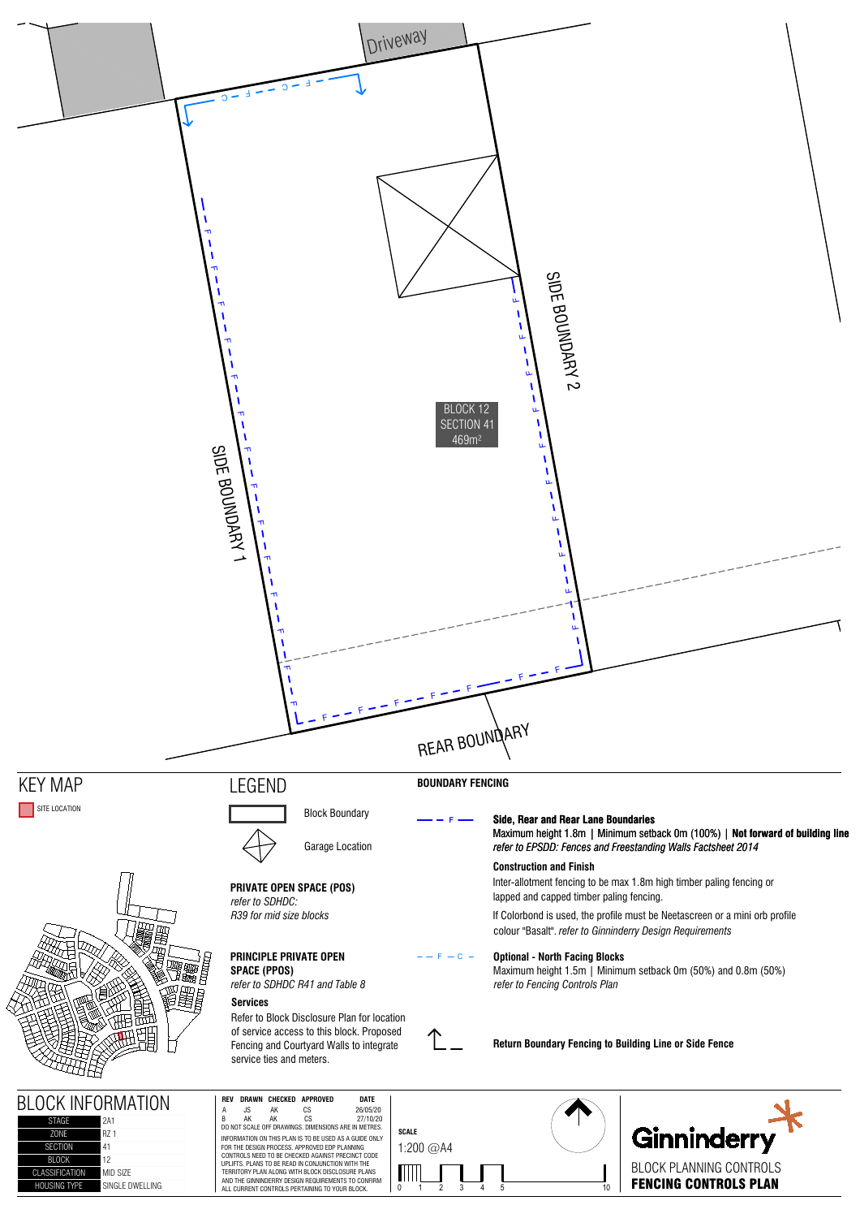Driveway

SIDE BOUNDARY 2

SIDE BOUNDARY 1

BLOCK 12
SECTION 41
469m²

REAR BOUNDARY

## KEY MAP

SITE LOCATION

## LEGEND

Block Boundary

Garage Location

**PRIVATE OPEN SPACE (POS)**
*refer to SDHDC:*
*R39 for mid size blocks*

**PRINCIPLE PRIVATE OPEN SPACE (PPOS)**
*refer to SDHDC R41 and Table 8*

**Services**
Refer to Block Disclosure Plan for location of service access to this block. Proposed Fencing and Courtyard Walls to integrate service ties and meters.

**BOUNDARY FENCING**

**Side, Rear and Rear Lane Boundaries**
Maximum height 1.8m | Minimum setback 0m (100%) | **Not forward of building line**
*refer to EPSDD: Fences and Freestanding Walls Factsheet 2014*

**Construction and Finish**
Inter-allotment fencing to be max 1.8m high timber paling fencing or lapped and capped timber paling fencing.

If Colorbond is used, the profile must be Neetascreen or a mini orb profile colour "Basalt". *refer to Ginninderry Design Requirements*

**Optional - North Facing Blocks**
Maximum height 1.5m | Minimum setback 0m (50%) and 0.8m (50%)
*refer to Fencing Controls Plan*

**Return Boundary Fencing to Building Line or Side Fence**

## BLOCK INFORMATION

| | |
|---|---|
| STAGE | 2A1 |
| ZONE | RZ 1 |
| SECTION | 41 |
| BLOCK | 12 |
| CLASSIFICATION | MID SIZE |
| HOUSING TYPE | SINGLE DWELLING |

| REV | DRAWN | CHECKED | APPROVED | DATE |
|---|---|---|---|---|
| A | JS | AK | CS | 26/05/20 |
| B | AK | AK | CS | 27/10/20 |

DO NOT SCALE OFF DRAWINGS. DIMENSIONS ARE IN METRES.

INFORMATION ON THIS PLAN IS TO BE USED AS A GUIDE ONLY FOR THE DESIGN PROCESS. APPROVED EDP PLANNING CONTROLS NEED TO BE CHECKED AGAINST PRECINCT CODE UPLIFTS. PLANS TO BE READ IN CONJUNCTION WITH THE TERRITORY PLAN ALONG WITH BLOCK DISCLOSURE PLANS AND THE GINNINDERRY DESIGN REQUIREMENTS TO CONFIRM ALL CURRENT CONTROLS PERTAINING TO YOUR BLOCK.

SCALE
1:200 @A4
0 1 2 3 4 5 10

Ginninderry
BLOCK PLANNING CONTROLS
**FENCING CONTROLS PLAN**